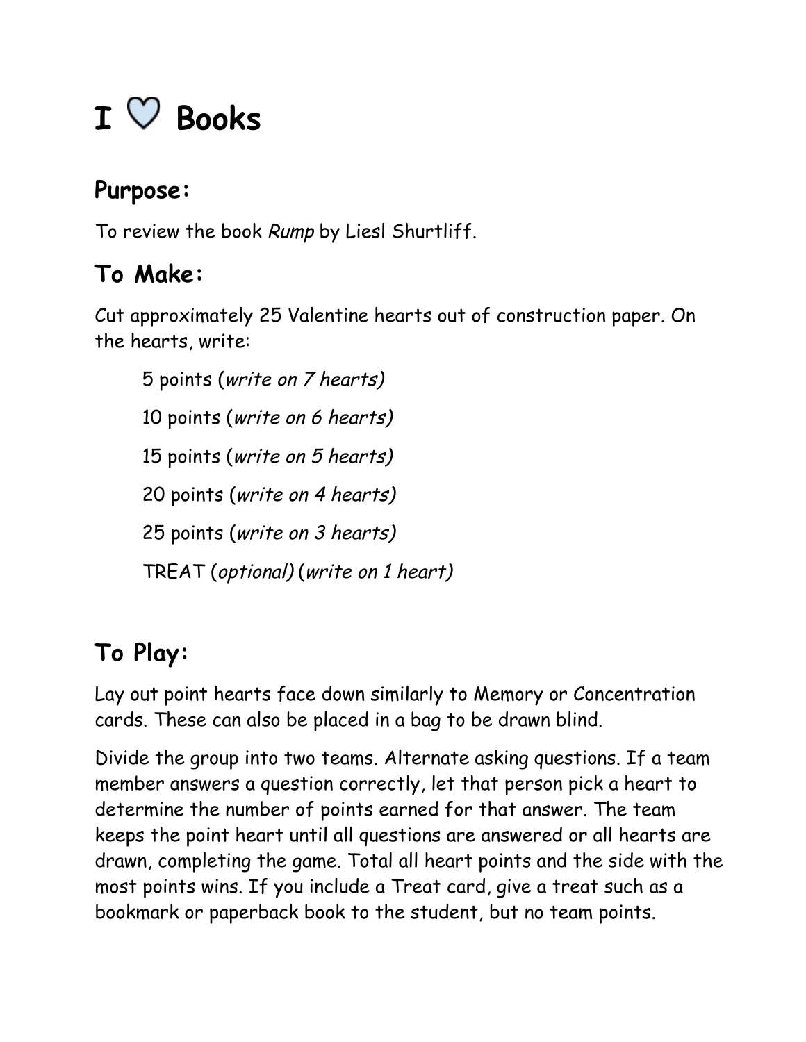# I ♡ Books

## Purpose:

To review the book *Rump* by Liesl Shurtliff.

## To Make:

Cut approximately 25 Valentine hearts out of construction paper. On the hearts, write:

- 5 points (*write on 7 hearts)*
- 10 points (*write on 6 hearts)*
- 15 points (*write on 5 hearts)*
- 20 points (*write on 4 hearts)*
- 25 points (*write on 3 hearts)*
- TREAT (*optional)* (*write on 1 heart)*

## To Play:

Lay out point hearts face down similarly to Memory or Concentration cards. These can also be placed in a bag to be drawn blind.

Divide the group into two teams. Alternate asking questions. If a team member answers a question correctly, let that person pick a heart to determine the number of points earned for that answer. The team keeps the point heart until all questions are answered or all hearts are drawn, completing the game. Total all heart points and the side with the most points wins. If you include a Treat card, give a treat such as a bookmark or paperback book to the student, but no team points.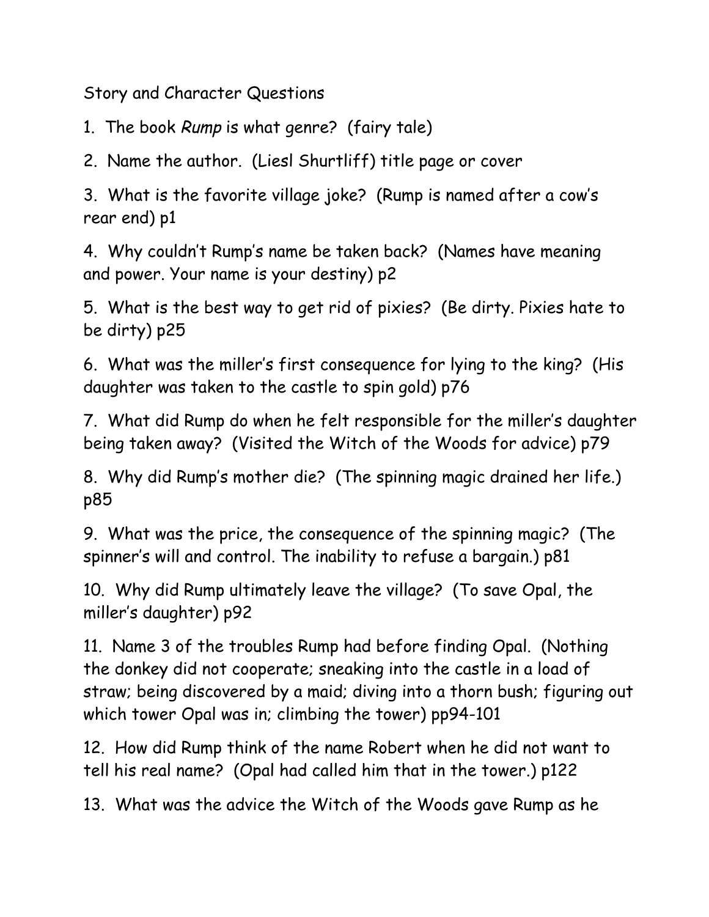Story and Character Questions

1. The book *Rump* is what genre? (fairy tale)

2. Name the author. (Liesl Shurtliff) title page or cover

3. What is the favorite village joke? (Rump is named after a cow's rear end) p1

4. Why couldn't Rump's name be taken back? (Names have meaning and power. Your name is your destiny) p2

5. What is the best way to get rid of pixies? (Be dirty. Pixies hate to be dirty) p25

6. What was the miller's first consequence for lying to the king? (His daughter was taken to the castle to spin gold) p76

7. What did Rump do when he felt responsible for the miller's daughter being taken away? (Visited the Witch of the Woods for advice) p79

8. Why did Rump's mother die? (The spinning magic drained her life.) p85

9. What was the price, the consequence of the spinning magic? (The spinner's will and control. The inability to refuse a bargain.) p81

10. Why did Rump ultimately leave the village? (To save Opal, the miller's daughter) p92

11. Name 3 of the troubles Rump had before finding Opal. (Nothing the donkey did not cooperate; sneaking into the castle in a load of straw; being discovered by a maid; diving into a thorn bush; figuring out which tower Opal was in; climbing the tower) pp94-101

12. How did Rump think of the name Robert when he did not want to tell his real name? (Opal had called him that in the tower.) p122

13. What was the advice the Witch of the Woods gave Rump as he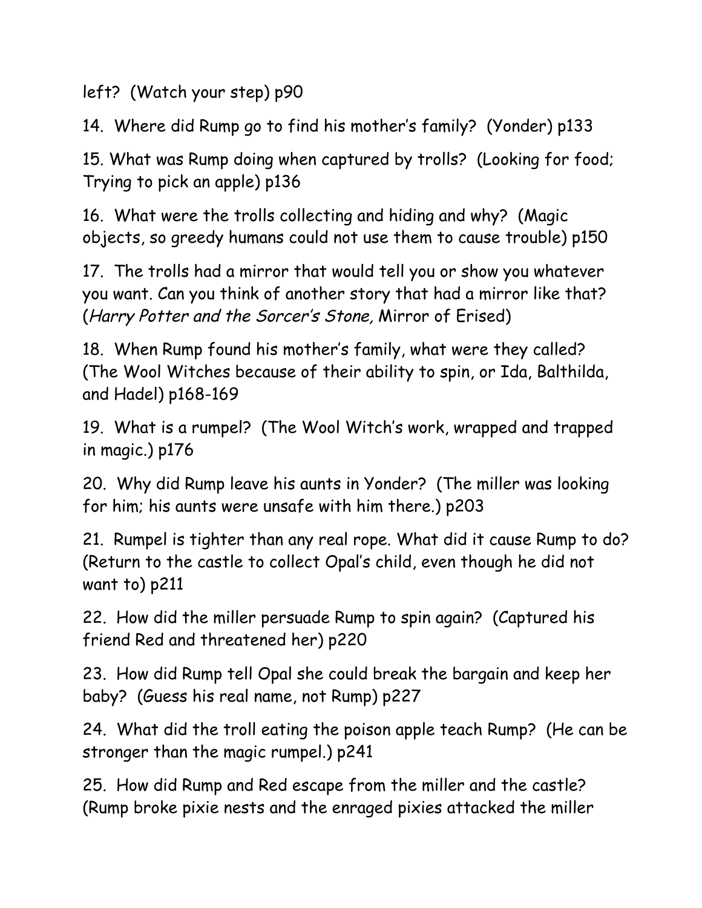left? (Watch your step) p90

14. Where did Rump go to find his mother's family? (Yonder) p133

15. What was Rump doing when captured by trolls? (Looking for food; Trying to pick an apple) p136

16. What were the trolls collecting and hiding and why? (Magic objects, so greedy humans could not use them to cause trouble) p150

17. The trolls had a mirror that would tell you or show you whatever you want. Can you think of another story that had a mirror like that? (*Harry Potter and the Sorcer's Stone,* Mirror of Erised)

18. When Rump found his mother's family, what were they called? (The Wool Witches because of their ability to spin, or Ida, Balthilda, and Hadel) p168-169

19. What is a rumpel? (The Wool Witch's work, wrapped and trapped in magic.) p176

20. Why did Rump leave his aunts in Yonder? (The miller was looking for him; his aunts were unsafe with him there.) p203

21. Rumpel is tighter than any real rope. What did it cause Rump to do? (Return to the castle to collect Opal's child, even though he did not want to) p211

22. How did the miller persuade Rump to spin again? (Captured his friend Red and threatened her) p220

23. How did Rump tell Opal she could break the bargain and keep her baby? (Guess his real name, not Rump) p227

24. What did the troll eating the poison apple teach Rump? (He can be stronger than the magic rumpel.) p241

25. How did Rump and Red escape from the miller and the castle? (Rump broke pixie nests and the enraged pixies attacked the miller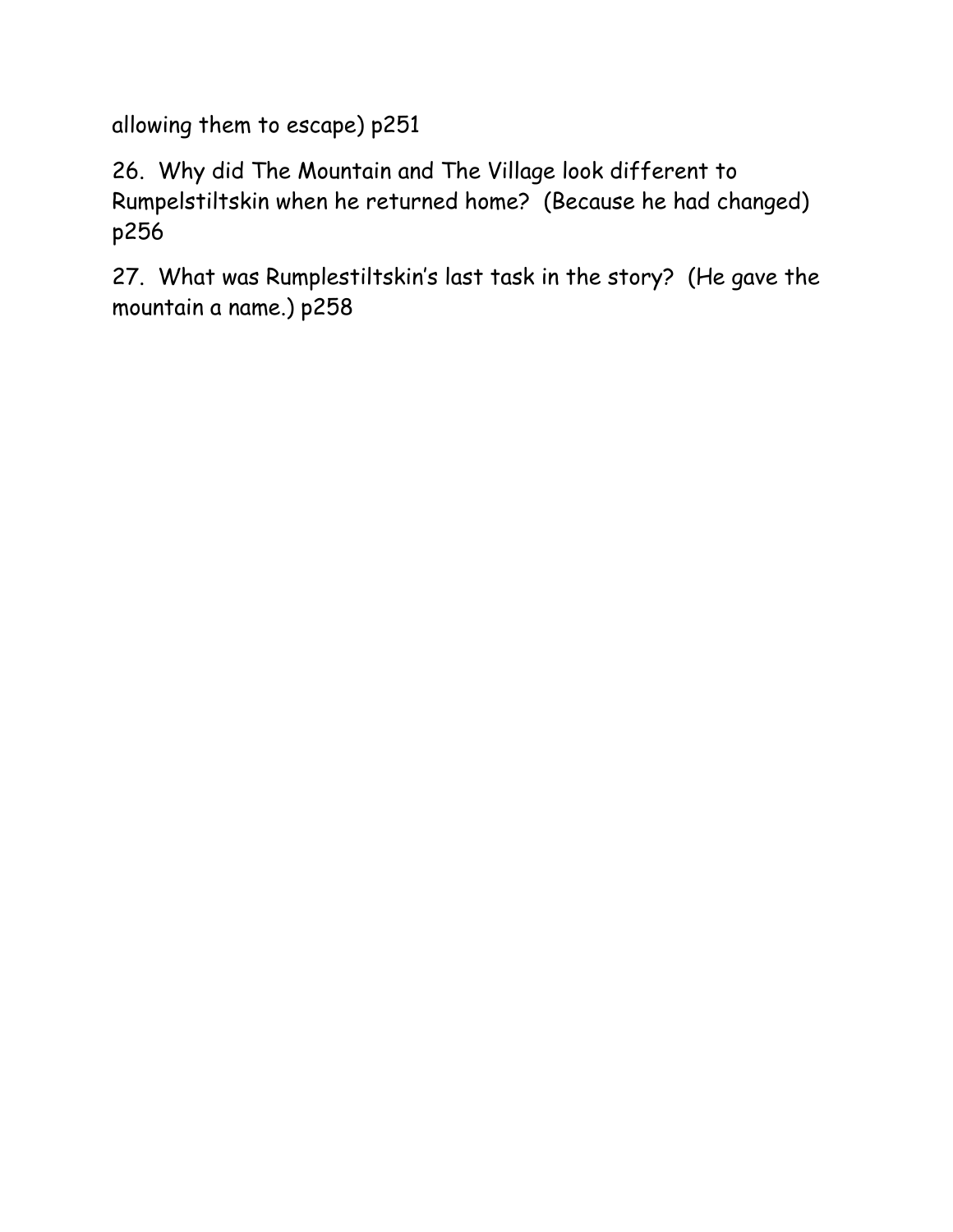allowing them to escape) p251

26. Why did The Mountain and The Village look different to Rumpelstiltskin when he returned home? (Because he had changed) p256

27. What was Rumplestiltskin's last task in the story? (He gave the mountain a name.) p258